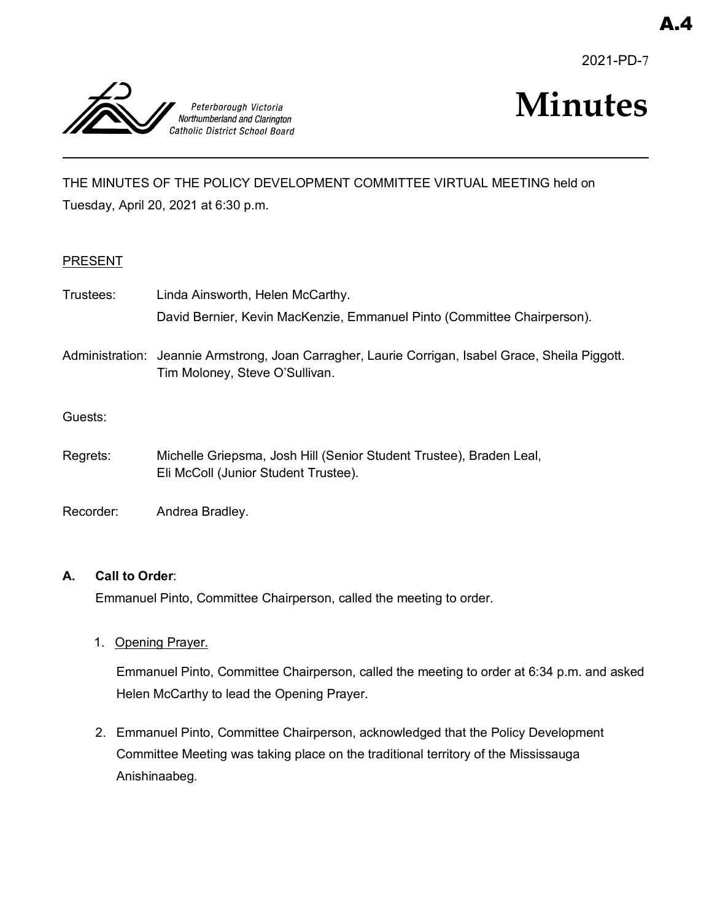A.4

2021-PD-7

Peterborough Victoria Northumberland and Clarington Catholic District School Board

# Minutes

THE MINUTES OF THE POLICY DEVELOPMENT COMMITTEE VIRTUAL MEETING held on Tuesday, April 20, 2021 at 6:30 p.m.

PRESENT

Trustees: Linda Ainsworth, Helen McCarthy.
David Bernier, Kevin MacKenzie, Emmanuel Pinto (Committee Chairperson).

Administration: Jeannie Armstrong, Joan Carragher, Laurie Corrigan, Isabel Grace, Sheila Piggott. Tim Moloney, Steve O'Sullivan.

Guests:

Regrets: Michelle Griepsma, Josh Hill (Senior Student Trustee), Braden Leal, Eli McColl (Junior Student Trustee).

Recorder: Andrea Bradley.

**A. Call to Order**:

Emmanuel Pinto, Committee Chairperson, called the meeting to order.

1. Opening Prayer.

   Emmanuel Pinto, Committee Chairperson, called the meeting to order at 6:34 p.m. and asked Helen McCarthy to lead the Opening Prayer.

2. Emmanuel Pinto, Committee Chairperson, acknowledged that the Policy Development Committee Meeting was taking place on the traditional territory of the Mississauga Anishinaabeg.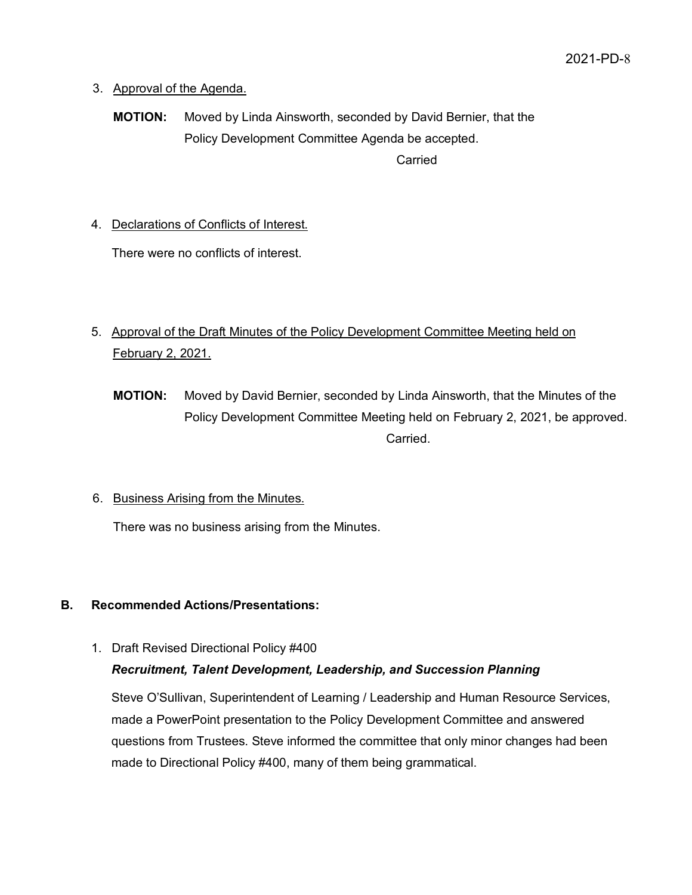3. Approval of the Agenda.

**MOTION:** Moved by Linda Ainsworth, seconded by David Bernier, that the Policy Development Committee Agenda be accepted.

Carried

4. Declarations of Conflicts of Interest.

There were no conflicts of interest.

5. Approval of the Draft Minutes of the Policy Development Committee Meeting held on February 2, 2021.

**MOTION:** Moved by David Bernier, seconded by Linda Ainsworth, that the Minutes of the Policy Development Committee Meeting held on February 2, 2021, be approved.

Carried.

6. Business Arising from the Minutes.

There was no business arising from the Minutes.

## B. Recommended Actions/Presentations:

1. Draft Revised Directional Policy #400

***Recruitment, Talent Development, Leadership, and Succession Planning***

Steve O'Sullivan, Superintendent of Learning / Leadership and Human Resource Services, made a PowerPoint presentation to the Policy Development Committee and answered questions from Trustees. Steve informed the committee that only minor changes had been made to Directional Policy #400, many of them being grammatical.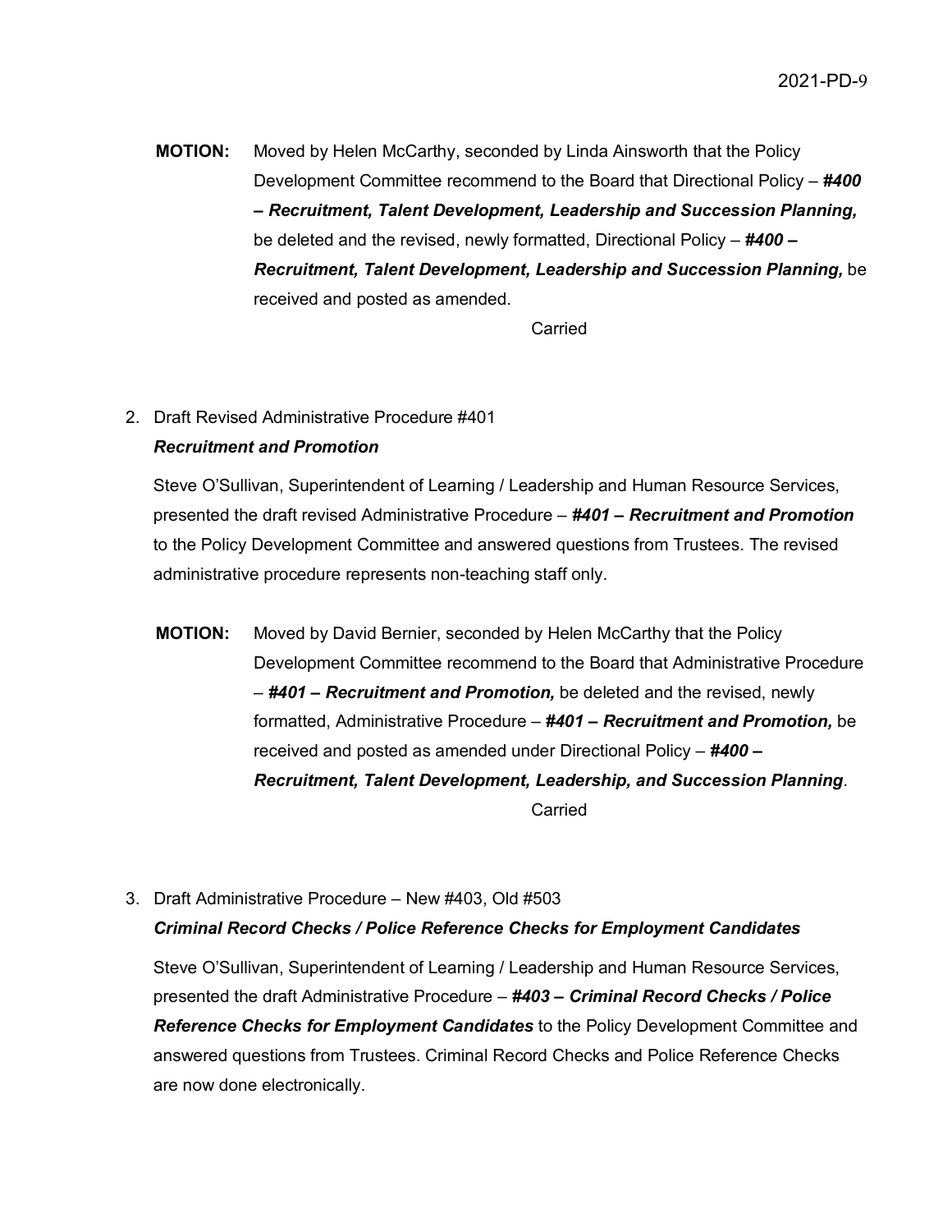**MOTION:** Moved by Helen McCarthy, seconded by Linda Ainsworth that the Policy Development Committee recommend to the Board that Directional Policy – ***#400 – Recruitment, Talent Development, Leadership and Succession Planning,*** be deleted and the revised, newly formatted, Directional Policy – ***#400 – Recruitment, Talent Development, Leadership and Succession Planning,*** be received and posted as amended.

Carried

2. Draft Revised Administrative Procedure #401
   ***Recruitment and Promotion***

   Steve O'Sullivan, Superintendent of Learning / Leadership and Human Resource Services, presented the draft revised Administrative Procedure – ***#401 – Recruitment and Promotion*** to the Policy Development Committee and answered questions from Trustees. The revised administrative procedure represents non-teaching staff only.

**MOTION:** Moved by David Bernier, seconded by Helen McCarthy that the Policy Development Committee recommend to the Board that Administrative Procedure – ***#401 – Recruitment and Promotion,*** be deleted and the revised, newly formatted, Administrative Procedure – ***#401 – Recruitment and Promotion,*** be received and posted as amended under Directional Policy – ***#400 – Recruitment, Talent Development, Leadership, and Succession Planning***.

Carried

3. Draft Administrative Procedure – New #403, Old #503
   ***Criminal Record Checks / Police Reference Checks for Employment Candidates***

   Steve O'Sullivan, Superintendent of Learning / Leadership and Human Resource Services, presented the draft Administrative Procedure – ***#403 – Criminal Record Checks / Police Reference Checks for Employment Candidates*** to the Policy Development Committee and answered questions from Trustees. Criminal Record Checks and Police Reference Checks are now done electronically.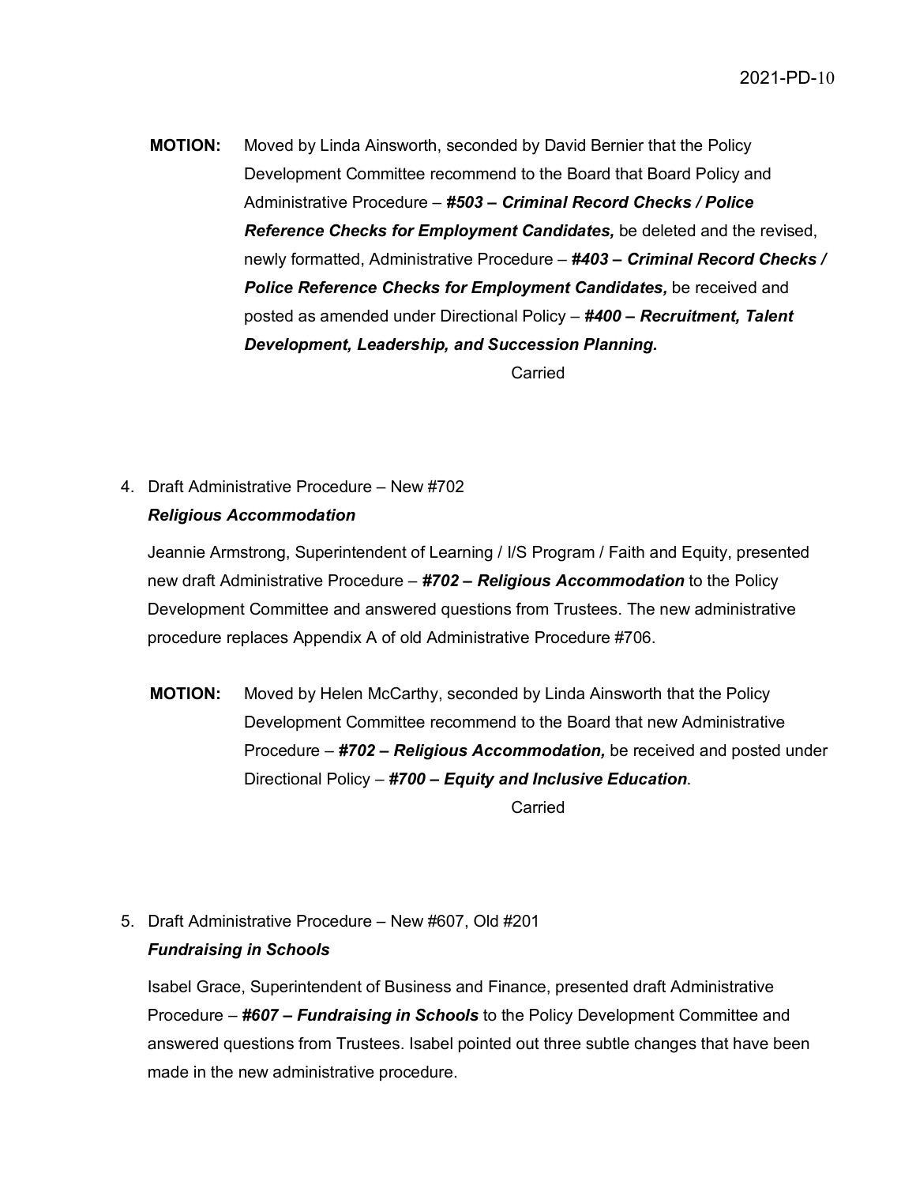**MOTION:** Moved by Linda Ainsworth, seconded by David Bernier that the Policy Development Committee recommend to the Board that Board Policy and Administrative Procedure – ***#503 – Criminal Record Checks / Police Reference Checks for Employment Candidates,*** be deleted and the revised, newly formatted, Administrative Procedure – ***#403 – Criminal Record Checks / Police Reference Checks for Employment Candidates,*** be received and posted as amended under Directional Policy – ***#400 – Recruitment, Talent Development, Leadership, and Succession Planning.***

Carried

4. Draft Administrative Procedure – New #702
   ***Religious Accommodation***

   Jeannie Armstrong, Superintendent of Learning / I/S Program / Faith and Equity, presented new draft Administrative Procedure – ***#702 – Religious Accommodation*** to the Policy Development Committee and answered questions from Trustees. The new administrative procedure replaces Appendix A of old Administrative Procedure #706.

**MOTION:** Moved by Helen McCarthy, seconded by Linda Ainsworth that the Policy Development Committee recommend to the Board that new Administrative Procedure – ***#702 – Religious Accommodation,*** be received and posted under Directional Policy – ***#700 – Equity and Inclusive Education***.

Carried

5. Draft Administrative Procedure – New #607, Old #201
   ***Fundraising in Schools***

   Isabel Grace, Superintendent of Business and Finance, presented draft Administrative Procedure – ***#607 – Fundraising in Schools*** to the Policy Development Committee and answered questions from Trustees. Isabel pointed out three subtle changes that have been made in the new administrative procedure.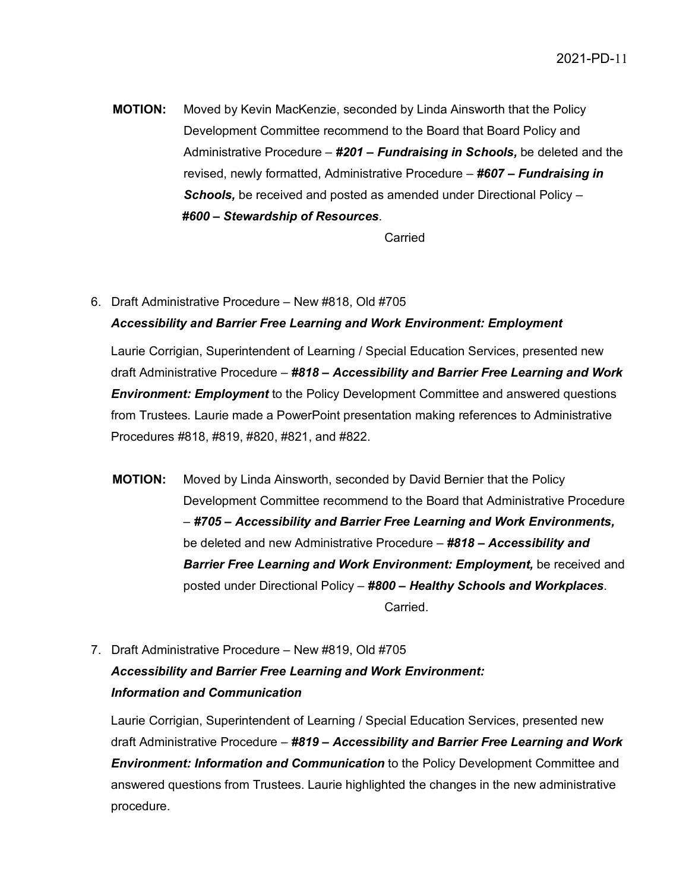**MOTION:** Moved by Kevin MacKenzie, seconded by Linda Ainsworth that the Policy Development Committee recommend to the Board that Board Policy and Administrative Procedure – ***#201 – Fundraising in Schools,*** be deleted and the revised, newly formatted, Administrative Procedure – ***#607 – Fundraising in Schools,*** be received and posted as amended under Directional Policy – ***#600 – Stewardship of Resources***.

Carried

6. Draft Administrative Procedure – New #818, Old #705
***Accessibility and Barrier Free Learning and Work Environment: Employment***

Laurie Corrigian, Superintendent of Learning / Special Education Services, presented new draft Administrative Procedure – ***#818 – Accessibility and Barrier Free Learning and Work Environment: Employment*** to the Policy Development Committee and answered questions from Trustees. Laurie made a PowerPoint presentation making references to Administrative Procedures #818, #819, #820, #821, and #822.

**MOTION:** Moved by Linda Ainsworth, seconded by David Bernier that the Policy Development Committee recommend to the Board that Administrative Procedure – ***#705 – Accessibility and Barrier Free Learning and Work Environments,*** be deleted and new Administrative Procedure – ***#818 – Accessibility and Barrier Free Learning and Work Environment: Employment,*** be received and posted under Directional Policy – ***#800 – Healthy Schools and Workplaces***.

Carried.

7. Draft Administrative Procedure – New #819, Old #705
***Accessibility and Barrier Free Learning and Work Environment: Information and Communication***

Laurie Corrigian, Superintendent of Learning / Special Education Services, presented new draft Administrative Procedure – ***#819 – Accessibility and Barrier Free Learning and Work Environment: Information and Communication*** to the Policy Development Committee and answered questions from Trustees. Laurie highlighted the changes in the new administrative procedure.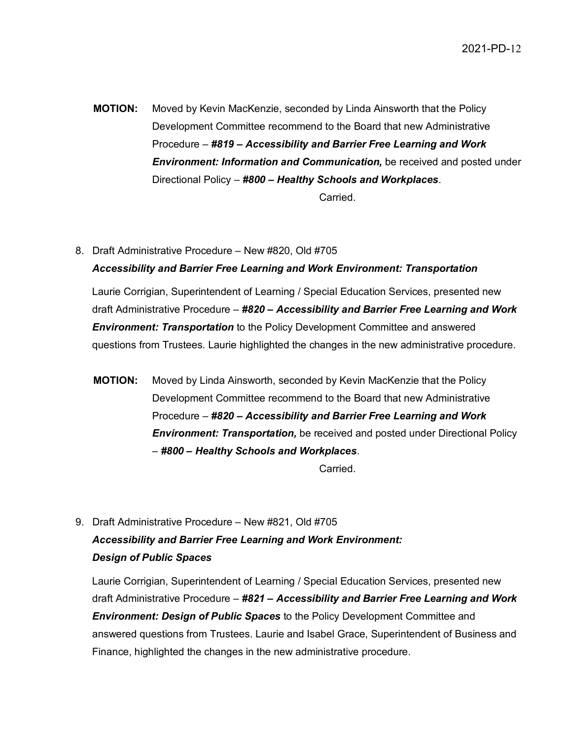**MOTION:** Moved by Kevin MacKenzie, seconded by Linda Ainsworth that the Policy Development Committee recommend to the Board that new Administrative Procedure – ***#819 – Accessibility and Barrier Free Learning and Work Environment: Information and Communication,*** be received and posted under Directional Policy – ***#800 – Healthy Schools and Workplaces***.

Carried.

8. Draft Administrative Procedure – New #820, Old #705
***Accessibility and Barrier Free Learning and Work Environment: Transportation***

   Laurie Corrigian, Superintendent of Learning / Special Education Services, presented new draft Administrative Procedure – ***#820 – Accessibility and Barrier Free Learning and Work Environment: Transportation*** to the Policy Development Committee and answered questions from Trustees. Laurie highlighted the changes in the new administrative procedure.

**MOTION:** Moved by Linda Ainsworth, seconded by Kevin MacKenzie that the Policy Development Committee recommend to the Board that new Administrative Procedure – ***#820 – Accessibility and Barrier Free Learning and Work Environment: Transportation,*** be received and posted under Directional Policy – ***#800 – Healthy Schools and Workplaces***.

Carried.

9. Draft Administrative Procedure – New #821, Old #705
***Accessibility and Barrier Free Learning and Work Environment: Design of Public Spaces***

   Laurie Corrigian, Superintendent of Learning / Special Education Services, presented new draft Administrative Procedure – ***#821 – Accessibility and Barrier Free Learning and Work Environment: Design of Public Spaces*** to the Policy Development Committee and answered questions from Trustees. Laurie and Isabel Grace, Superintendent of Business and Finance, highlighted the changes in the new administrative procedure.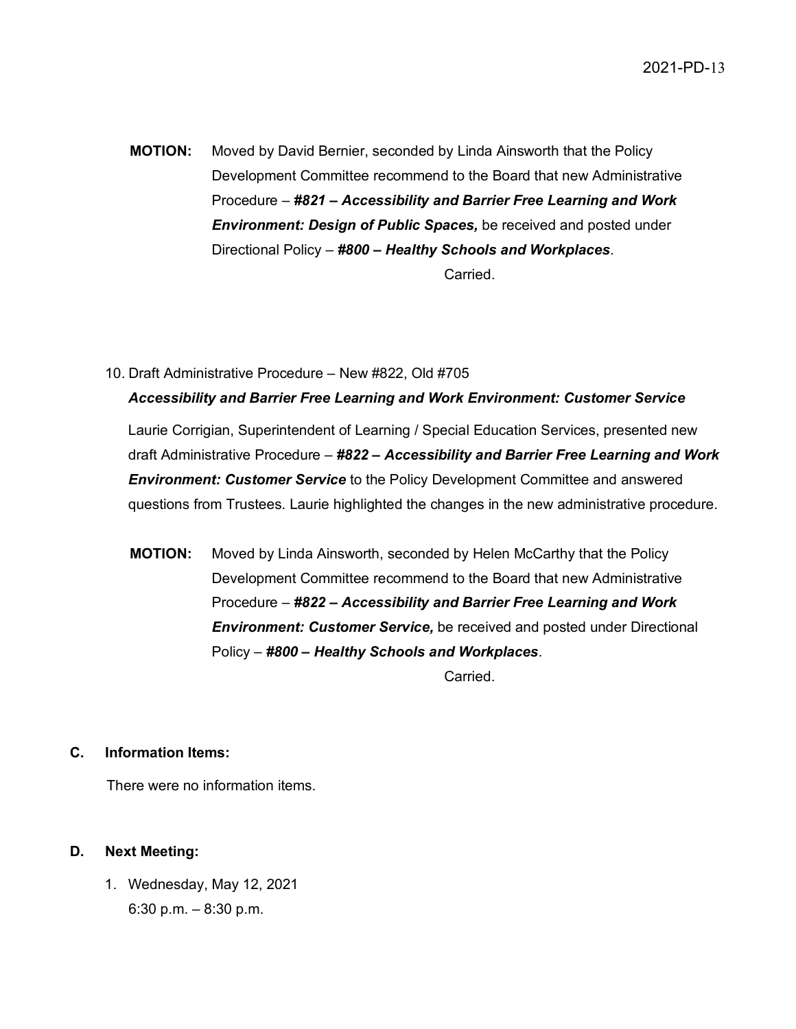**MOTION:** Moved by David Bernier, seconded by Linda Ainsworth that the Policy Development Committee recommend to the Board that new Administrative Procedure – ***#821 – Accessibility and Barrier Free Learning and Work Environment: Design of Public Spaces,*** be received and posted under Directional Policy – ***#800 – Healthy Schools and Workplaces***.

Carried.

10. Draft Administrative Procedure – New #822, Old #705

***Accessibility and Barrier Free Learning and Work Environment: Customer Service***

Laurie Corrigian, Superintendent of Learning / Special Education Services, presented new draft Administrative Procedure – ***#822 – Accessibility and Barrier Free Learning and Work Environment: Customer Service*** to the Policy Development Committee and answered questions from Trustees. Laurie highlighted the changes in the new administrative procedure.

**MOTION:** Moved by Linda Ainsworth, seconded by Helen McCarthy that the Policy Development Committee recommend to the Board that new Administrative Procedure – ***#822 – Accessibility and Barrier Free Learning and Work Environment: Customer Service,*** be received and posted under Directional Policy – ***#800 – Healthy Schools and Workplaces***.

Carried.

## C. Information Items:

There were no information items.

## D. Next Meeting:

1. Wednesday, May 12, 2021
   6:30 p.m. – 8:30 p.m.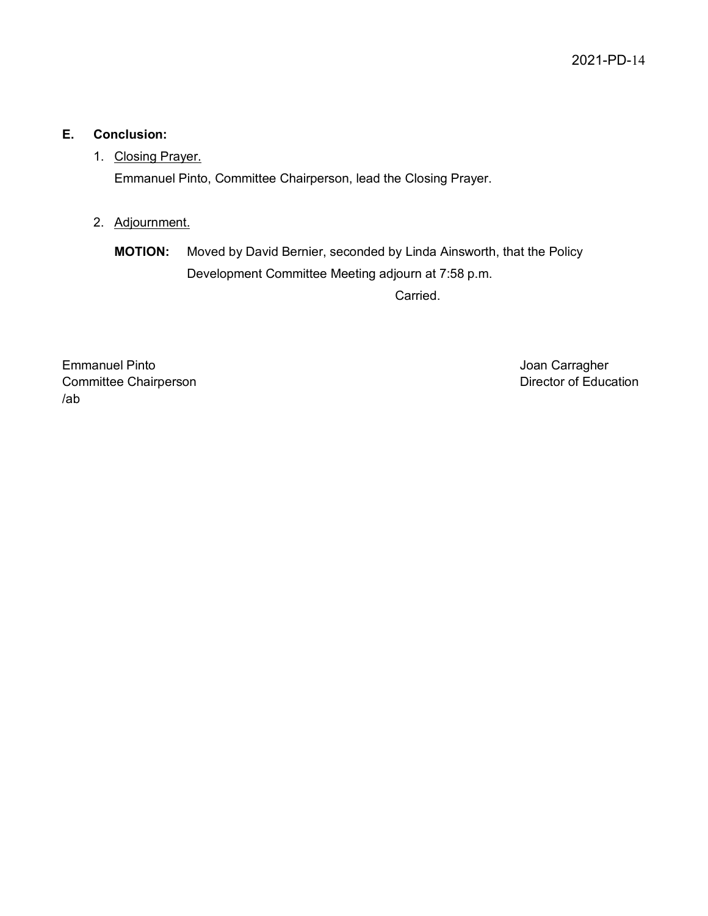**E. Conclusion:**

1. Closing Prayer.

   Emmanuel Pinto, Committee Chairperson, lead the Closing Prayer.

2. Adjournment.

   **MOTION:** Moved by David Bernier, seconded by Linda Ainsworth, that the Policy Development Committee Meeting adjourn at 7:58 p.m.

   Carried.

Emmanuel Pinto
Committee Chairperson
/ab

Joan Carragher
Director of Education